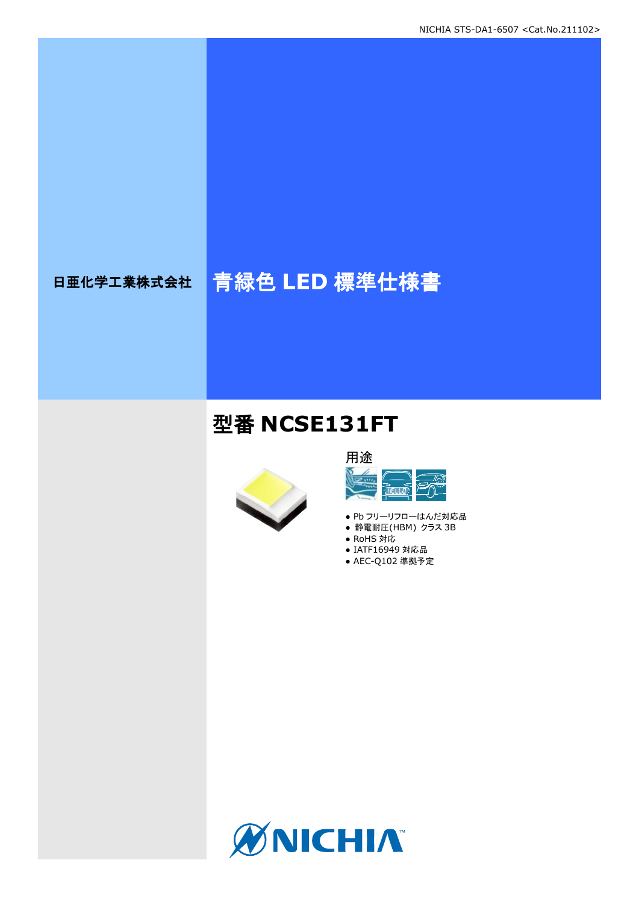NICHIA STS-DA1-6507 <Cat.No.211102>

日亜化学工業株式会社

# 青緑色 LED 標準仕様書

## 型番 NCSE131FT

用途

- Pb フリーリフローはんだ対応品
- 静電耐圧(HBM) クラス 3B
- RoHS 対応
- IATF16949 対応品
- AEC-Q102 準拠予定

NICHIA™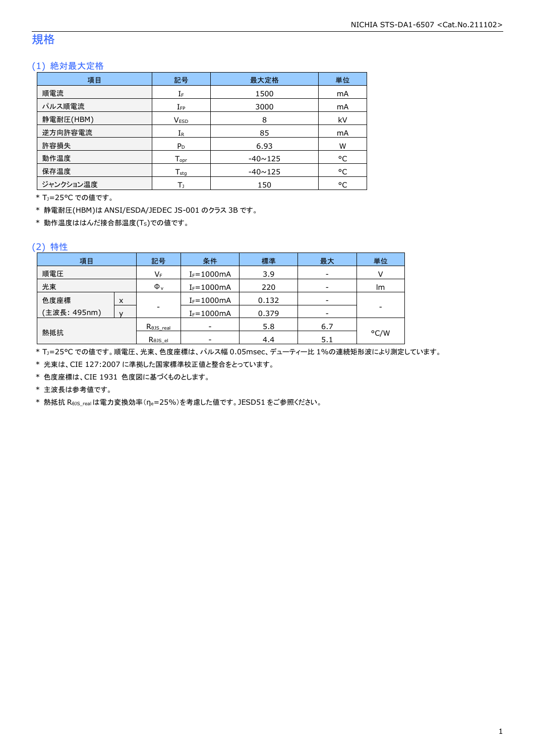# 規格

## (1) 絶対最大定格

| 項目 | 記号 | 最大定格 | 単位 |
|---|---|---|---|
| 順電流 | $I_F$ | 1500 | mA |
| パルス順電流 | $I_{FP}$ | 3000 | mA |
| 静電耐圧(HBM) | $V_{ESD}$ | 8 | kV |
| 逆方向許容電流 | $I_R$ | 85 | mA |
| 許容損失 | $P_D$ | 6.93 | W |
| 動作温度 | $T_{opr}$ | -40~125 | °C |
| 保存温度 | $T_{stg}$ | -40~125 | °C |
| ジャンクション温度 | $T_J$ | 150 | °C |

\* $T_J$=25°C での値です。

\* 静電耐圧(HBM)は ANSI/ESDA/JEDEC JS-001 のクラス 3B です。

\* 動作温度ははんだ接合部温度($T_S$)での値です。

## (2) 特性

| 項目 | | 記号 | 条件 | 標準 | 最大 | 単位 |
|---|---|---|---|---|---|---|
| 順電圧 | | $V_F$ | $I_F$=1000mA | 3.9 | - | V |
| 光束 | | $\Phi_v$ | $I_F$=1000mA | 220 | - | lm |
| 色度座標 | x | - | $I_F$=1000mA | 0.132 | - | - |
| (主波長: 495nm) | y | | $I_F$=1000mA | 0.379 | - | |
| 熱抵抗 | | $R_{\theta JS\_real}$ | - | 5.8 | 6.7 | °C/W |
| | | $R_{\theta JS\_el}$ | - | 4.4 | 5.1 | |

\* $T_J$=25°C での値です。順電圧、光束、色度座標は、パルス幅 0.05msec、デューティー比 1%の連続矩形波により測定しています。

\* 光束は、CIE 127:2007 に準拠した国家標準校正値と整合をとっています。

\* 色度座標は、CIE 1931 色度図に基づくものとします。

\* 主波長は参考値です。

\* 熱抵抗 $R_{\theta JS\_real}$ は電力変換効率($\eta_e$=25%)を考慮した値です。JESD51 をご参照ください。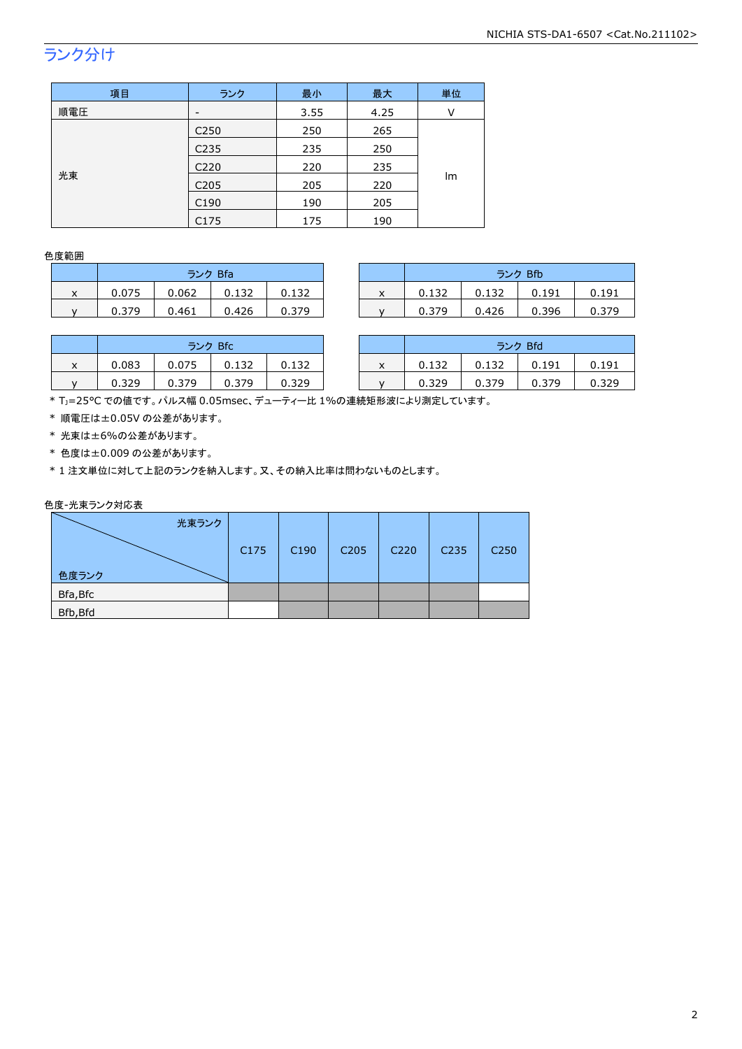## ランク分け

| 項目 | ランク | 最小 | 最大 | 単位 |
|---|---|---|---|---|
| 順電圧 | - | 3.55 | 4.25 | V |
| 光束 | C250 | 250 | 265 | lm |
| | C235 | 235 | 250 | |
| | C220 | 220 | 235 | |
| | C205 | 205 | 220 | |
| | C190 | 190 | 205 | |
| | C175 | 175 | 190 | |

色度範囲

| | ランク Bfa | | | |
|---|---|---|---|---|
| x | 0.075 | 0.062 | 0.132 | 0.132 |
| y | 0.379 | 0.461 | 0.426 | 0.379 |

| | ランク Bfb | | | |
|---|---|---|---|---|
| x | 0.132 | 0.132 | 0.191 | 0.191 |
| y | 0.379 | 0.426 | 0.396 | 0.379 |

| | ランク Bfc | | | |
|---|---|---|---|---|
| x | 0.083 | 0.075 | 0.132 | 0.132 |
| y | 0.329 | 0.379 | 0.379 | 0.329 |

| | ランク Bfd | | | |
|---|---|---|---|---|
| x | 0.132 | 0.132 | 0.191 | 0.191 |
| y | 0.329 | 0.379 | 0.379 | 0.329 |

\* $T_J$=25°C での値です。パルス幅 0.05msec、デューティー比 1%の連続矩形波により測定しています。

\* 順電圧は±0.05V の公差があります。

\* 光束は±6%の公差があります。

\* 色度は±0.009 の公差があります。

\* 1 注文単位に対して上記のランクを納入します。又、その納入比率は問わないものとします。

色度-光束ランク対応表

| 色度ランク ＼ 光束ランク | C175 | C190 | C205 | C220 | C235 | C250 |
|---|---|---|---|---|---|---|
| Bfa,Bfc | ■ | ■ | ■ | ■ | ■ | |
| Bfb,Bfd | | ■ | ■ | ■ | ■ | ■ |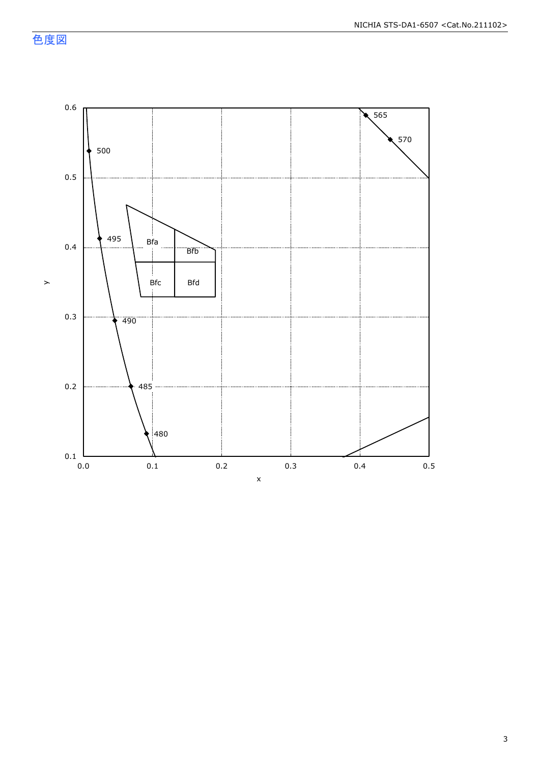## 色度図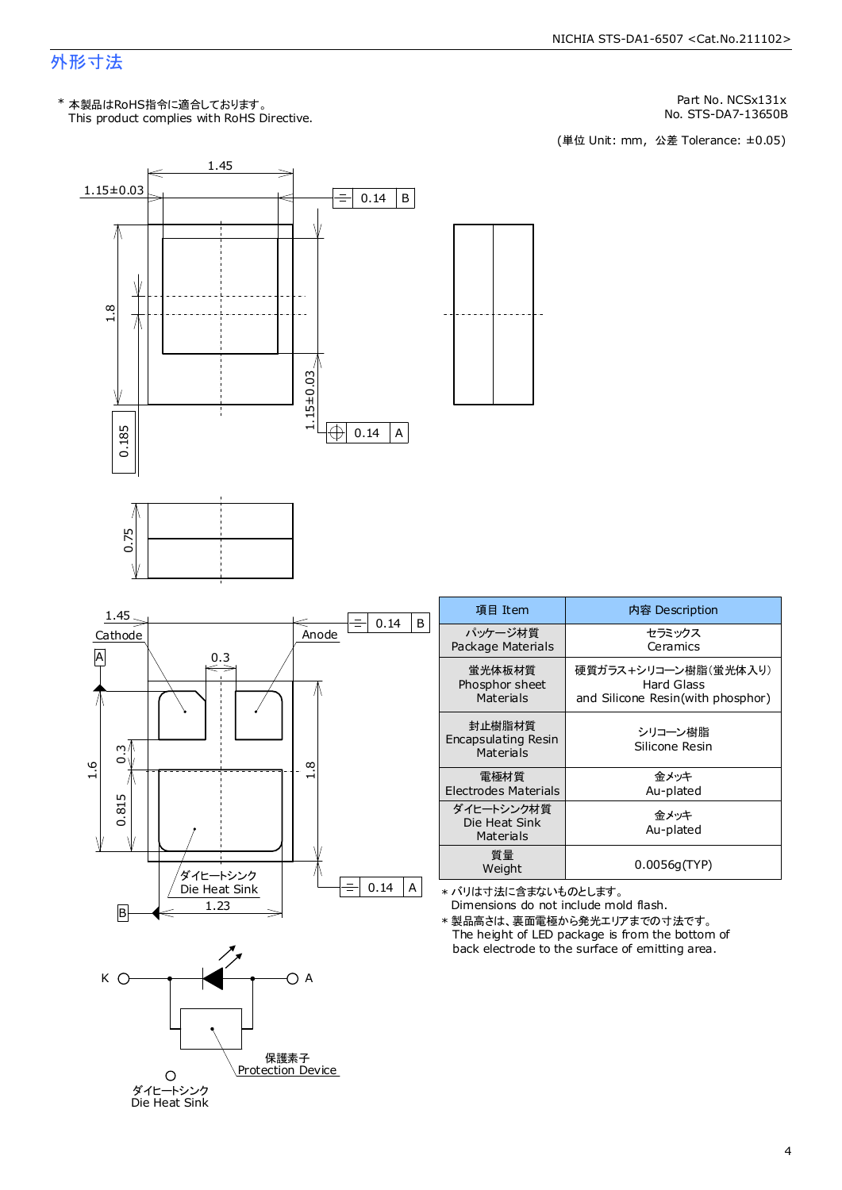## 外形寸法

\* 本製品はRoHS指令に適合しております。
This product complies with RoHS Directive.

Part No. NCSx131x
No. STS-DA7-13650B

(単位 Unit: mm, 公差 Tolerance: ±0.05)

1.45
1.15±0.03
0.14 B
1.8
1.15±0.03
0.14 A
0.185
0.75

1.45
Cathode
Anode
0.14 B
A
0.3
0.3
1.6
0.815
1.8
ダイヒートシンク
Die Heat Sink
1.23
B
0.14 A

K
A
保護素子
Protection Device
ダイヒートシンク
Die Heat Sink

| 項目 Item | 内容 Description |
|---|---|
| パッケージ材質 Package Materials | セラミックス Ceramics |
| 蛍光体板材質 Phosphor sheet Materials | 硬質ガラス+シリコーン樹脂(蛍光体入り) Hard Glass and Silicone Resin(with phosphor) |
| 封止樹脂材質 Encapsulating Resin Materials | シリコーン樹脂 Silicone Resin |
| 電極材質 Electrodes Materials | 金メッキ Au-plated |
| ダイヒートシンク材質 Die Heat Sink Materials | 金メッキ Au-plated |
| 質量 Weight | 0.0056g(TYP) |

\* バリは寸法に含まないものとします。
Dimensions do not include mold flash.

\* 製品高さは、裏面電極から発光エリアまでの寸法です。
The height of LED package is from the bottom of back electrode to the surface of emitting area.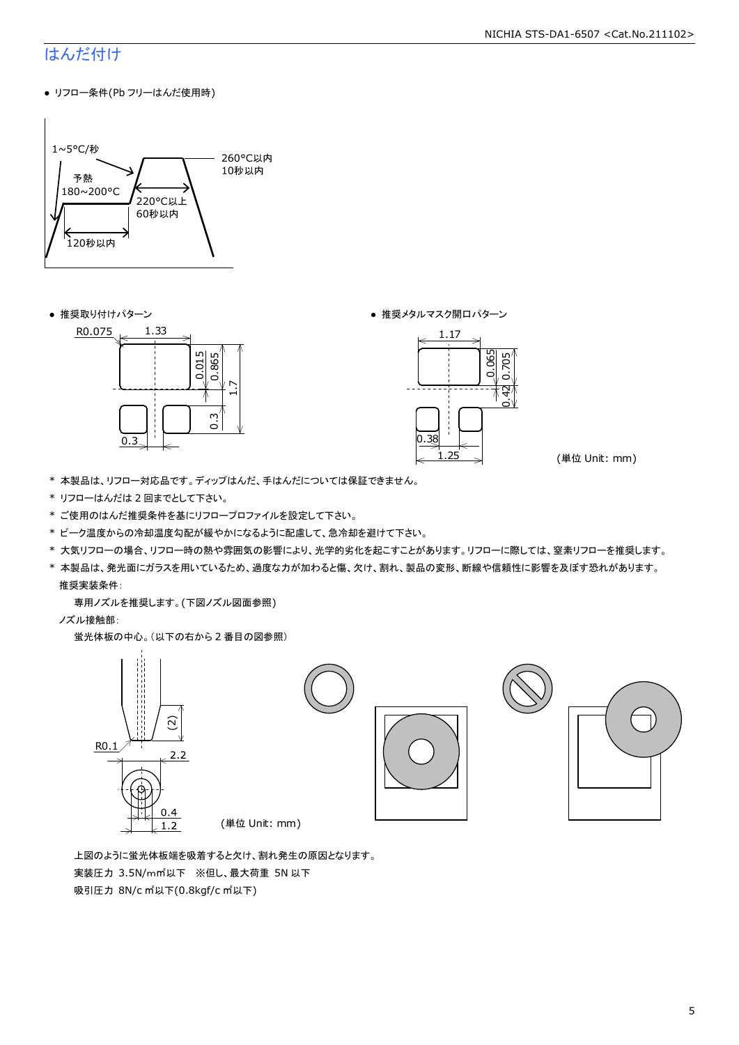# はんだ付け

- リフロー条件(Pb フリーはんだ使用時)

1~5°C/秒

予熱
180~200°C

260°C以内
10秒以内

220°C以上
60秒以内

120秒以内

- 推奨取り付けパターン

R0.075　1.33　0.015　0.865　1.7　0.3　0.3

- 推奨メタルマスク開口パターン

1.17　0.065　0.705　0.42　0.38　1.25

(単位 Unit: mm)

* 本製品は、リフロー対応品です。ディップはんだ、手はんだについては保証できません。
* リフローはんだは 2 回までとして下さい。
* ご使用のはんだ推奨条件を基にリフロープロファイルを設定して下さい。
* ピーク温度からの冷却温度勾配が緩やかになるように配慮して、急冷却を避けて下さい。
* 大気リフローの場合、リフロー時の熱や雰囲気の影響により、光学的劣化を起こすことがあります。リフローに際しては、窒素リフローを推奨します。
* 本製品は、発光面にガラスを用いているため、過度な力が加わると傷、欠け、割れ、製品の変形、断線や信頼性に影響を及ぼす恐れがあります。

  推奨実装条件:

  専用ノズルを推奨します。(下図ノズル図面参照)

  ノズル接触部:

  蛍光体板の中心。(以下の右から 2 番目の図参照)

(2)　R0.1　2.2　0.4　1.2

(単位 Unit: mm)

上図のように蛍光体板端を吸着すると欠け、割れ発生の原因となります。

実装圧力 3.5N/mm²以下　※但し、最大荷重 5N 以下

吸引圧力 8N/cm²以下(0.8kgf/cm²以下)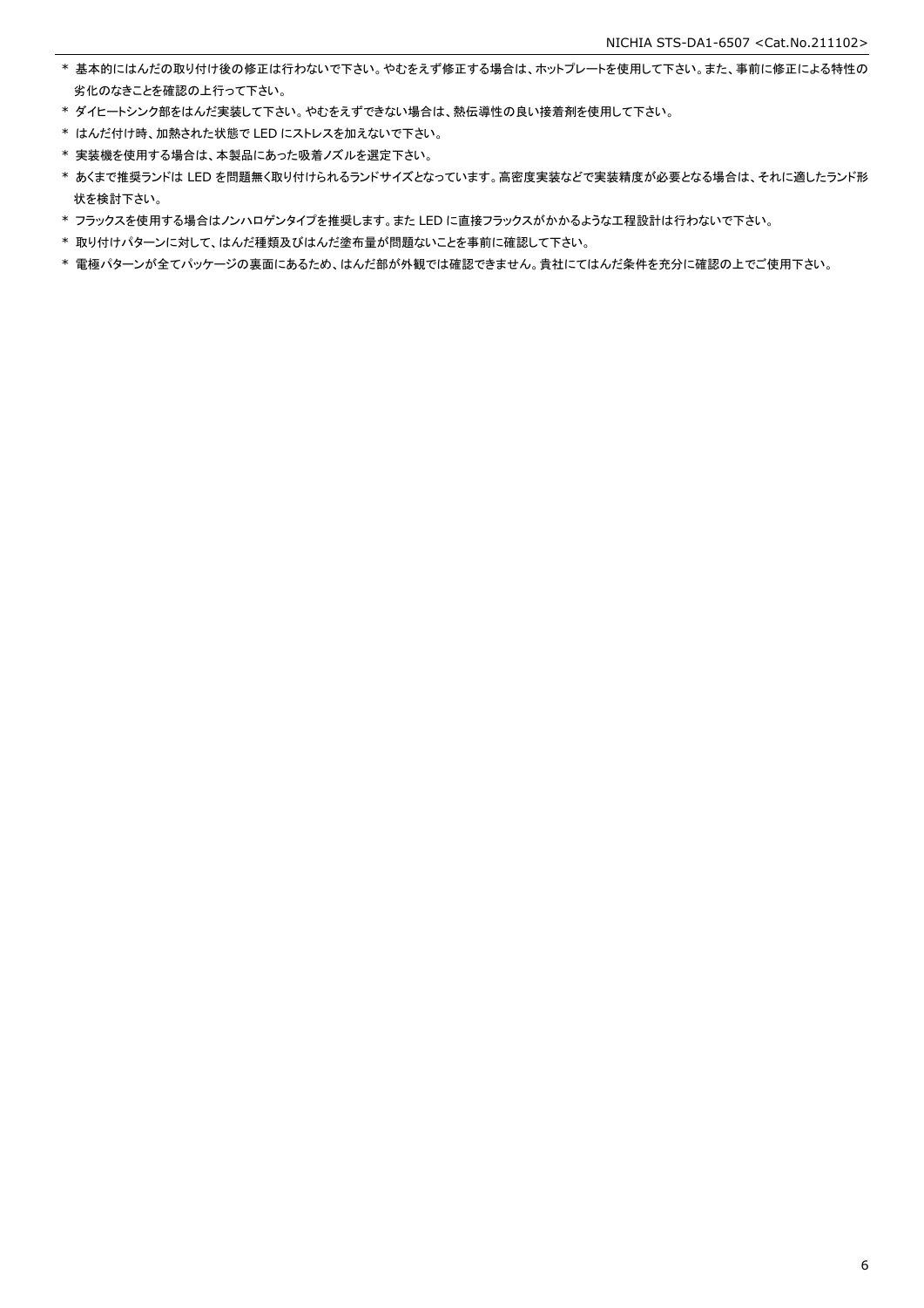\* 基本的にはんだの取り付け後の修正は行わないで下さい。やむをえず修正する場合は、ホットプレートを使用して下さい。また、事前に修正による特性の劣化のなきことを確認の上行って下さい。

\* ダイヒートシンク部をはんだ実装して下さい。やむをえずできない場合は、熱伝導性の良い接着剤を使用して下さい。

\* はんだ付け時、加熱された状態で LED にストレスを加えないで下さい。

\* 実装機を使用する場合は、本製品にあった吸着ノズルを選定下さい。

\* あくまで推奨ランドは LED を問題無く取り付けられるランドサイズとなっています。高密度実装などで実装精度が必要となる場合は、それに適したランド形状を検討下さい。

\* フラックスを使用する場合はノンハロゲンタイプを推奨します。また LED に直接フラックスがかかるような工程設計は行わないで下さい。

\* 取り付けパターンに対して、はんだ種類及びはんだ塗布量が問題ないことを事前に確認して下さい。

\* 電極パターンが全てパッケージの裏面にあるため、はんだ部が外観では確認できません。貴社にてはんだ条件を充分に確認の上でご使用下さい。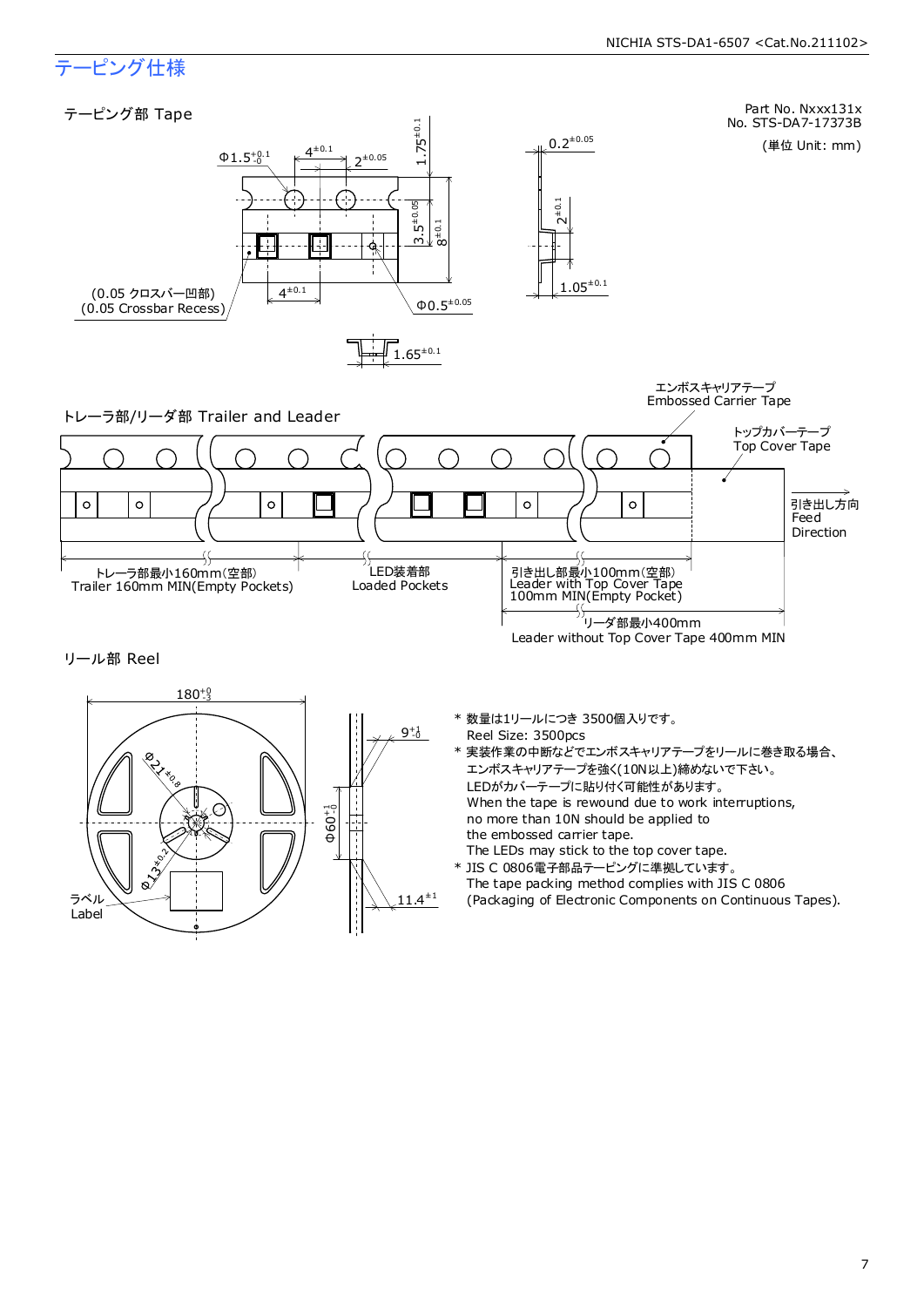# テーピング仕様

## テーピング部 Tape

Part No. Nxxx131x
No. STS-DA7-17373B

(単位 Unit: mm)

$\Phi 1.5^{+0.1}_{-0}$　$4^{\pm 0.1}$　$2^{\pm 0.05}$　$1.75^{\pm 0.1}$　$3.5^{\pm 0.05}$　$8^{\pm 0.1}$　$4^{\pm 0.1}$　$\Phi 0.5^{\pm 0.05}$　$0.2^{\pm 0.05}$　$2^{\pm 0.1}$　$1.05^{\pm 0.1}$　$1.65^{\pm 0.1}$

(0.05 クロスバー凹部)
(0.05 Crossbar Recess)

## トレーラ部/リーダ部 Trailer and Leader

エンボスキャリアテープ
Embossed Carrier Tape

トップカバーテープ
Top Cover Tape

引き出し方向
Feed Direction

トレーラ部最小160mm(空部)
Trailer 160mm MIN(Empty Pockets)

LED装着部
Loaded Pockets

引き出し部最小100mm(空部)
Leader with Top Cover Tape 100mm MIN(Empty Pocket)

リーダ部最小400mm
Leader without Top Cover Tape 400mm MIN

## リール部 Reel

$180^{+0}_{-3}$　$\Phi 21^{\pm 0.8}$　$\Phi 13^{\pm 0.2}$　$\Phi 60^{+1}_{-0}$　$9^{+1}_{-0}$　$11.4^{\pm 1}$

ラベル
Label

* 数量は1リールにつき 3500個入りです。
  Reel Size: 3500pcs
* 実装作業の中断などでエンボスキャリアテープをリールに巻き取る場合、
  エンボスキャリアテープを強く(10N以上)締めないで下さい。
  LEDがカバーテープに貼り付く可能性があります。
  When the tape is rewound due to work interruptions,
  no more than 10N should be applied to
  the embossed carrier tape.
  The LEDs may stick to the top cover tape.
* JIS C 0806電子部品テーピングに準拠しています。
  The tape packing method complies with JIS C 0806
  (Packaging of Electronic Components on Continuous Tapes).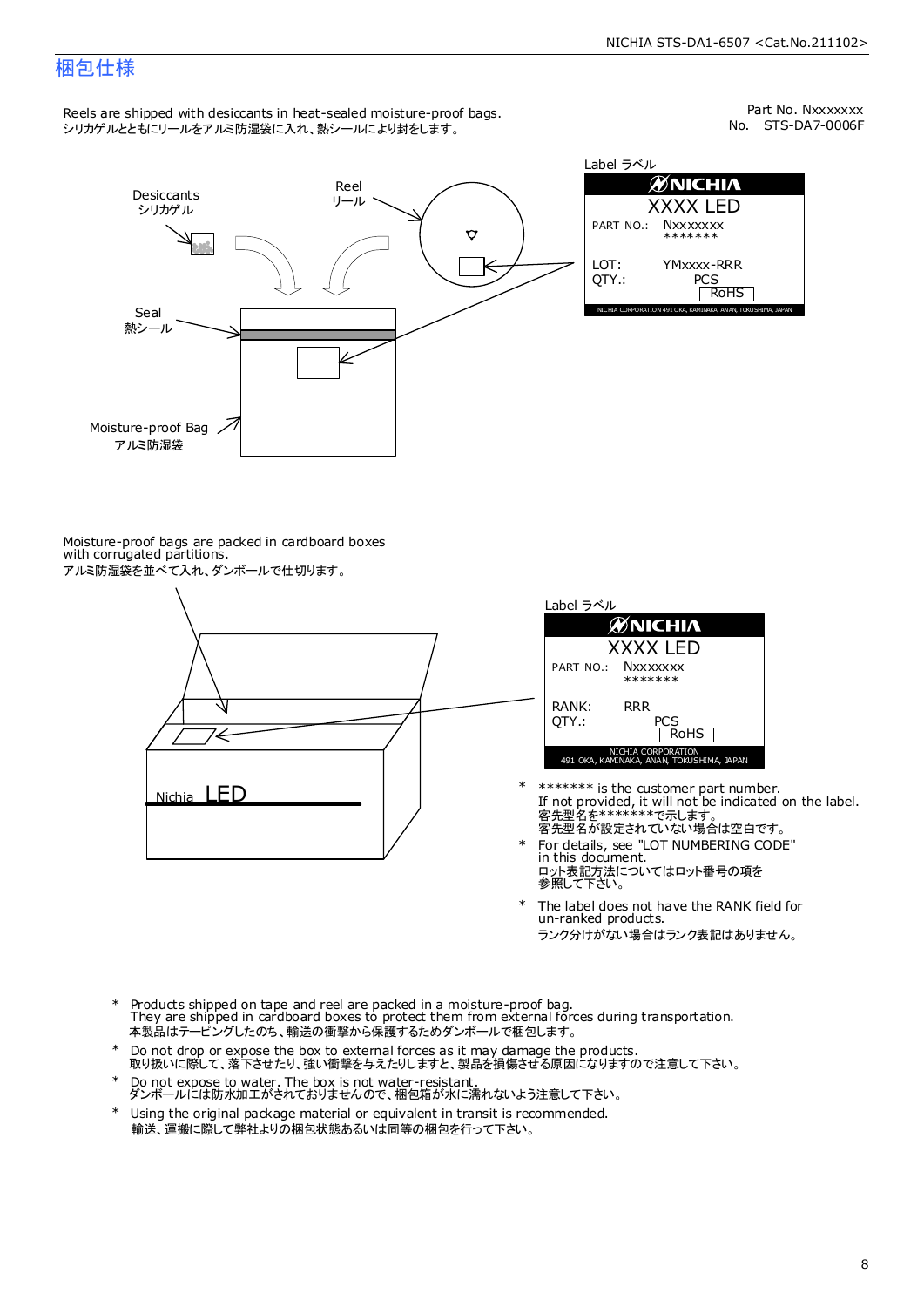# 梱包仕様

Part No. Nxxxxxxx
No. STS-DA7-0006F

Reels are shipped with desiccants in heat-sealed moisture-proof bags.
シリカゲルとともにリールをアルミ防湿袋に入れ、熱シールにより封をします。

Desiccants
シリカゲル

Reel
リール

Seal
熱シール

Moisture-proof Bag
アルミ防湿袋

Label ラベル

NICHIA
XXXX LED
PART NO.: Nxxxxxxx
*******
LOT: YMxxxx-RRR
QTY.: PCS
RoHS
NICHIA CORPORATION 491 OKA, KAMINAKA, ANAN, TOKUSHIMA, JAPAN

Moisture-proof bags are packed in cardboard boxes with corrugated partitions.
アルミ防湿袋を並べて入れ、ダンボールで仕切ります。

Nichia LED

Label ラベル

NICHIA
XXXX LED
PART NO.: Nxxxxxxx
*******
RANK: RRR
QTY.: PCS
RoHS
NICHIA CORPORATION
491 OKA, KAMINAKA, ANAN, TOKUSHIMA, JAPAN

- \* ******* is the customer part number.
  If not provided, it will not be indicated on the label.
  客先型名を*******で示します。
  客先型名が設定されていない場合は空白です。
- \* For details, see "LOT NUMBERING CODE" in this document.
  ロット表記方法についてはロット番号の項を参照して下さい。
- \* The label does not have the RANK field for un-ranked products.
  ランク分けがない場合はランク表記はありません。

- \* Products shipped on tape and reel are packed in a moisture-proof bag.
  They are shipped in cardboard boxes to protect them from external forces during transportation.
  本製品はテーピングしたのち、輸送の衝撃から保護するためダンボールで梱包します。
- \* Do not drop or expose the box to external forces as it may damage the products.
  取り扱いに際して、落下させたり、強い衝撃を与えたりしますと、製品を損傷させる原因になりますので注意して下さい。
- \* Do not expose to water. The box is not water-resistant.
  ダンボールには防水加工がされておりませんので、梱包箱が水に濡れないよう注意して下さい。
- \* Using the original package material or equivalent in transit is recommended.
  輸送、運搬に際して弊社よりの梱包状態あるいは同等の梱包を行って下さい。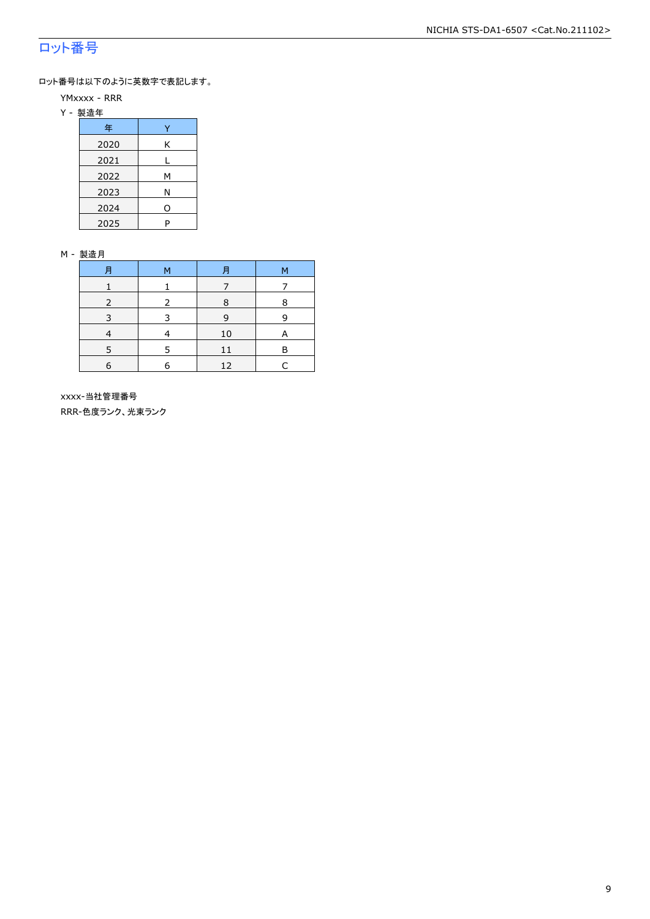## ロット番号

ロット番号は以下のように英数字で表記します。

YMxxxx - RRR

Y - 製造年

| 年 | Y |
|---|---|
| 2020 | K |
| 2021 | L |
| 2022 | M |
| 2023 | N |
| 2024 | O |
| 2025 | P |

M - 製造月

| 月 | M | 月 | M |
|---|---|---|---|
| 1 | 1 | 7 | 7 |
| 2 | 2 | 8 | 8 |
| 3 | 3 | 9 | 9 |
| 4 | 4 | 10 | A |
| 5 | 5 | 11 | B |
| 6 | 6 | 12 | C |

xxxx-当社管理番号

RRR-色度ランク、光束ランク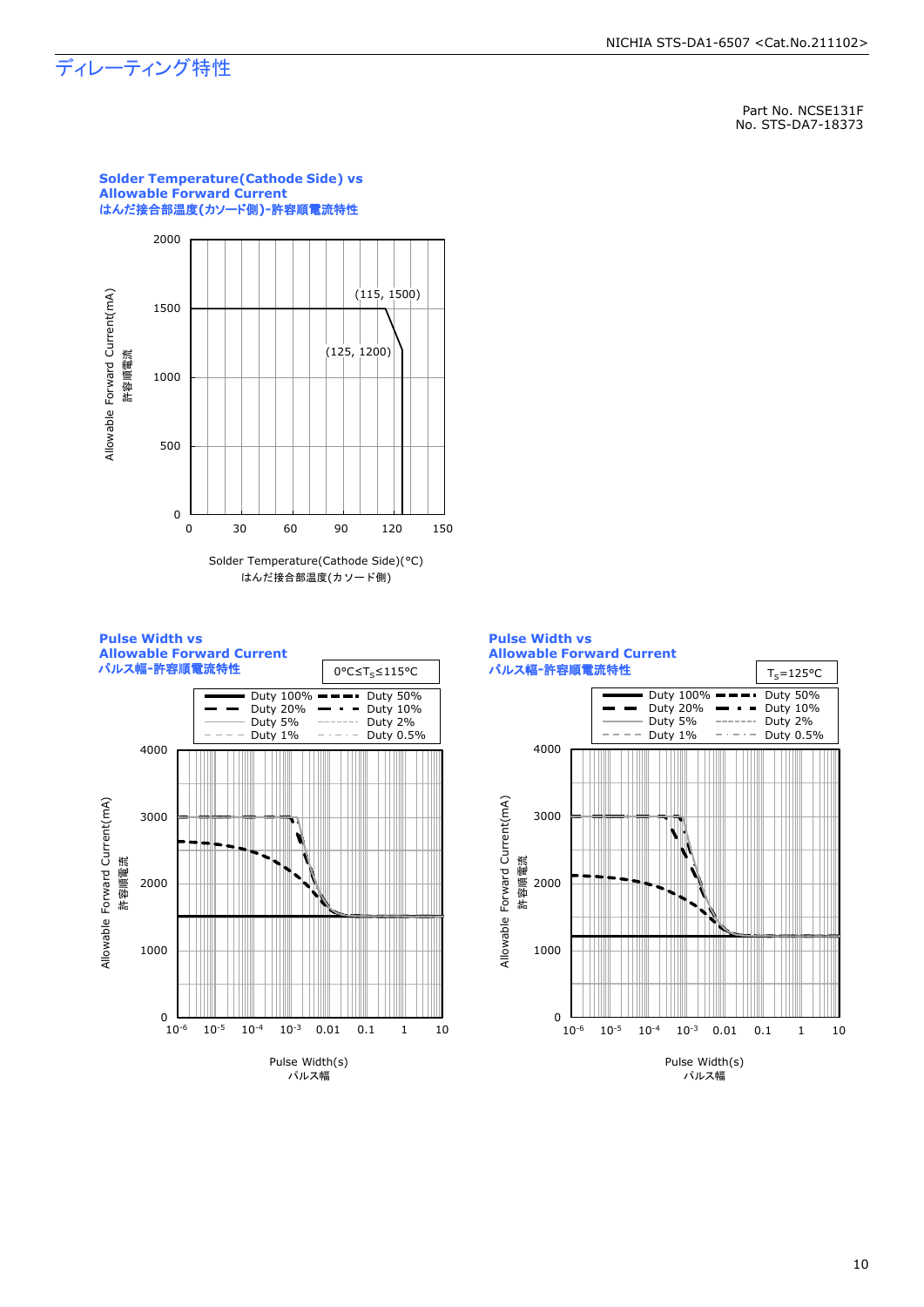# ディレーティング特性

Part No. NCSE131F
No. STS-DA7-18373

### Solder Temperature(Cathode Side) vs Allowable Forward Current
### はんだ接合部温度(カソード側)-許容順電流特性

Allowable Forward Current(mA)
許容順電流

(115, 1500)
(125, 1200)

Solder Temperature(Cathode Side)(°C)
はんだ接合部温度(カソード側)

### Pulse Width vs Allowable Forward Current
### パルス幅-許容順電流特性

$0°C \leq T_S \leq 115°C$

Duty 100% / Duty 50% / Duty 20% / Duty 10% / Duty 5% / Duty 2% / Duty 1% / Duty 0.5%

Allowable Forward Current(mA)
許容順電流

Pulse Width(s)
パルス幅

### Pulse Width vs Allowable Forward Current
### パルス幅-許容順電流特性

$T_S=125°C$

Duty 100% / Duty 50% / Duty 20% / Duty 10% / Duty 5% / Duty 2% / Duty 1% / Duty 0.5%

Allowable Forward Current(mA)
許容順電流

Pulse Width(s)
パルス幅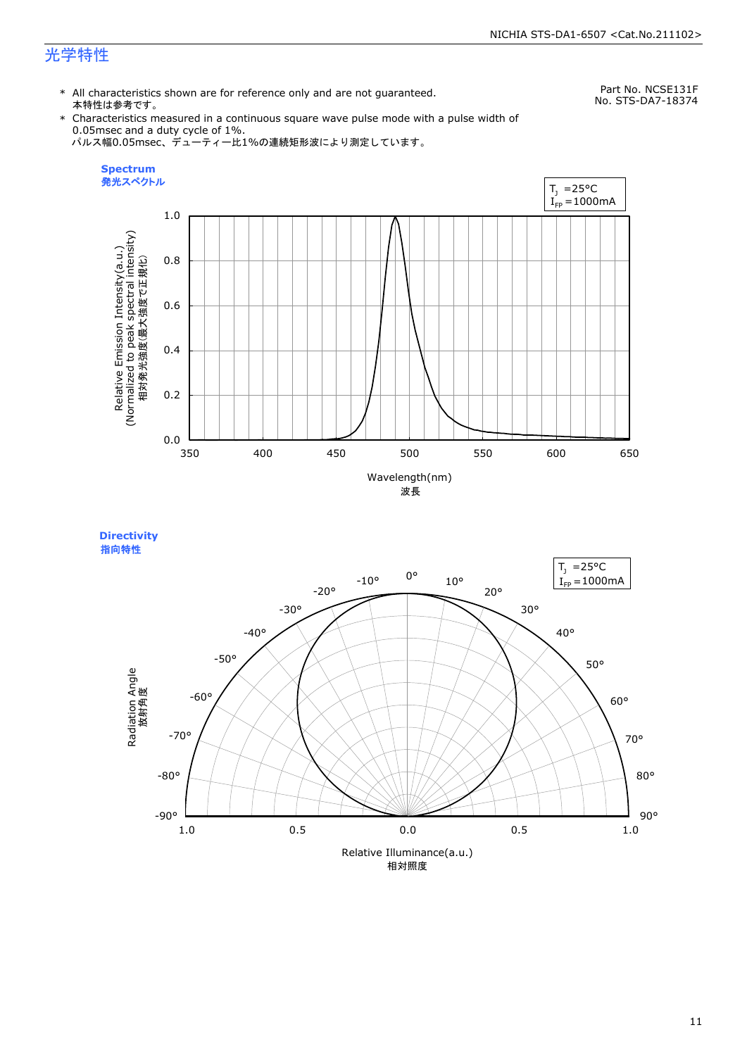# 光学特性

Part No. NCSE131F
No. STS-DA7-18374

- \* All characteristics shown are for reference only and are not guaranteed.
  本特性は参考です。
- \* Characteristics measured in a continuous square wave pulse mode with a pulse width of 0.05msec and a duty cycle of 1%.
  パルス幅0.05msec、デューティー比1%の連続矩形波により測定しています。

**Spectrum**
**発光スペクトル**

$T_J$ =25°C
$I_{FP}$ =1000mA

Relative Emission Intensity(a.u.)
(Normalized to peak spectral intensity)
相対発光強度(最大強度で正規化)

Wavelength(nm)
波長

**Directivity**
**指向特性**

$T_J$ =25°C
$I_{FP}$ =1000mA

Radiation Angle
放射角度

Relative Illuminance(a.u.)
相対照度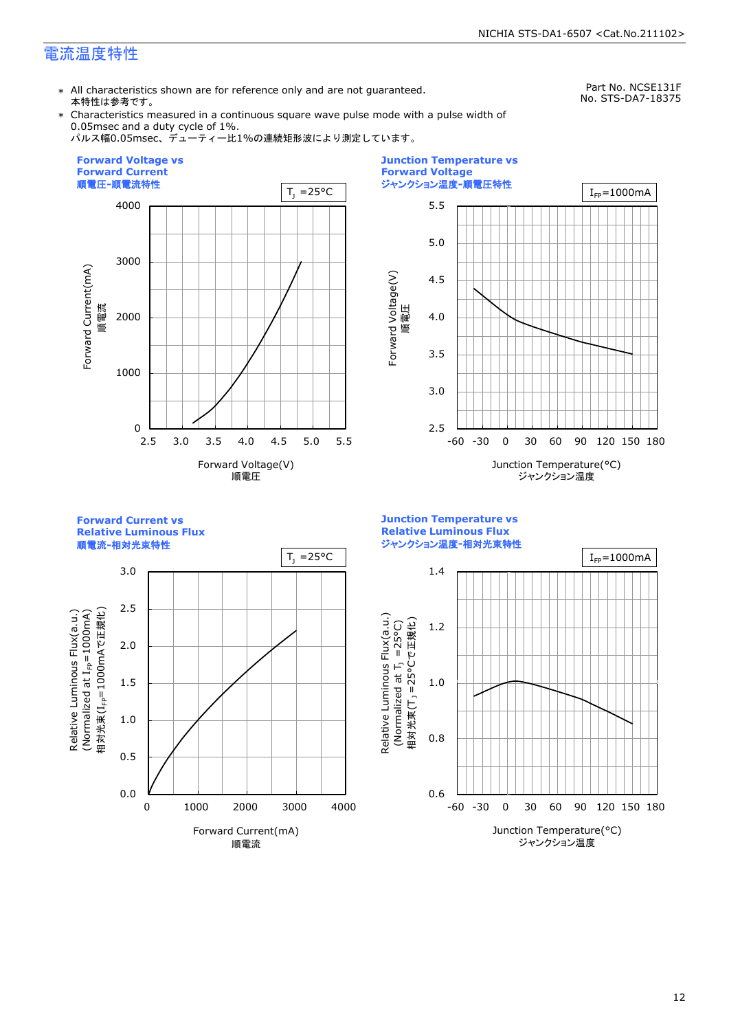## 電流温度特性

Part No. NCSE131F
No. STS-DA7-18375

- ＊ All characteristics shown are for reference only and are not guaranteed.
  本特性は参考です。
- ＊ Characteristics measured in a continuous square wave pulse mode with a pulse width of 0.05msec and a duty cycle of 1%.
  パルス幅0.05msec、デューティー比1%の連続矩形波により測定しています。

**Forward Voltage vs Forward Current**
**順電圧-順電流特性**

$T_J$ =25°C

Forward Current(mA) 順電流 (0–4000) vs Forward Voltage(V) 順電圧 (2.5–5.5)

**Junction Temperature vs Forward Voltage**
**ジャンクション温度-順電圧特性**

$I_{FP}$=1000mA

Forward Voltage(V) 順電圧 (2.5–5.5) vs Junction Temperature(°C) ジャンクション温度 (-60–180)

**Forward Current vs Relative Luminous Flux**
**順電流-相対光束特性**

$T_J$ =25°C

Relative Luminous Flux(a.u.) (Normalized at $I_{FP}$=1000mA) 相対光束($I_{FP}$=1000mAで正規化) (0.0–3.0) vs Forward Current(mA) 順電流 (0–4000)

**Junction Temperature vs Relative Luminous Flux**
**ジャンクション温度-相対光束特性**

$I_{FP}$=1000mA

Relative Luminous Flux(a.u.) (Normalized at $T_J$ =25°C) 相対光束($T_J$ =25°Cで正規化) (0.6–1.4) vs Junction Temperature(°C) ジャンクション温度 (-60–180)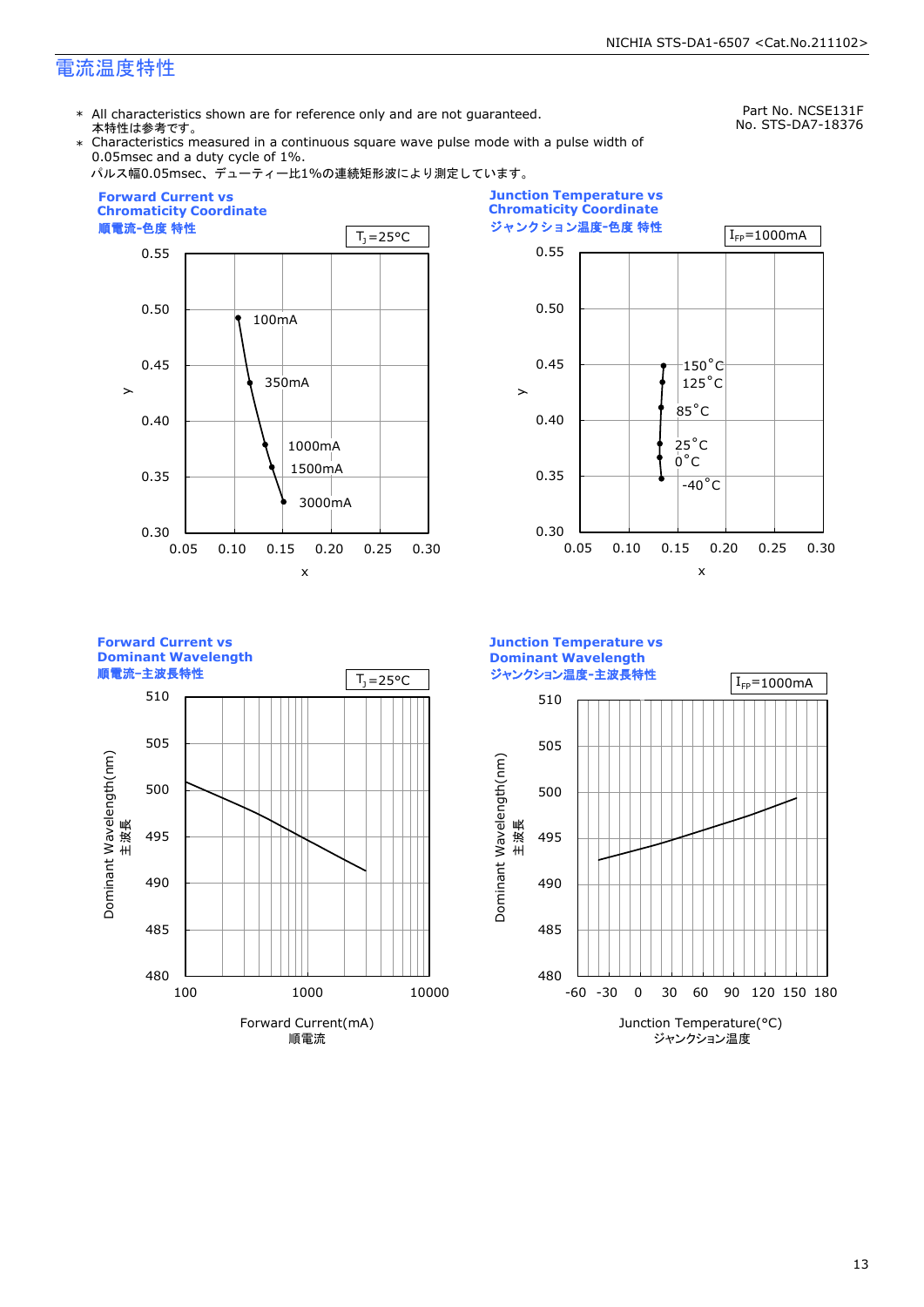# 電流温度特性

Part No. NCSE131F
No. STS-DA7-18376

* All characteristics shown are for reference only and are not guaranteed.
  本特性は参考です。
* Characteristics measured in a continuous square wave pulse mode with a pulse width of 0.05msec and a duty cycle of 1%.
  パルス幅0.05msec、デューティー比1%の連続矩形波により測定しています。

**Forward Current vs Chromaticity Coordinate**
**順電流-色度 特性**

$T_J$=25°C

**Junction Temperature vs Chromaticity Coordinate**
**ジャンクション温度-色度 特性**

$I_{FP}$=1000mA

**Forward Current vs Dominant Wavelength**
**順電流-主波長特性**

$T_J$=25°C

**Junction Temperature vs Dominant Wavelength**
**ジャンクション温度-主波長特性**

$I_{FP}$=1000mA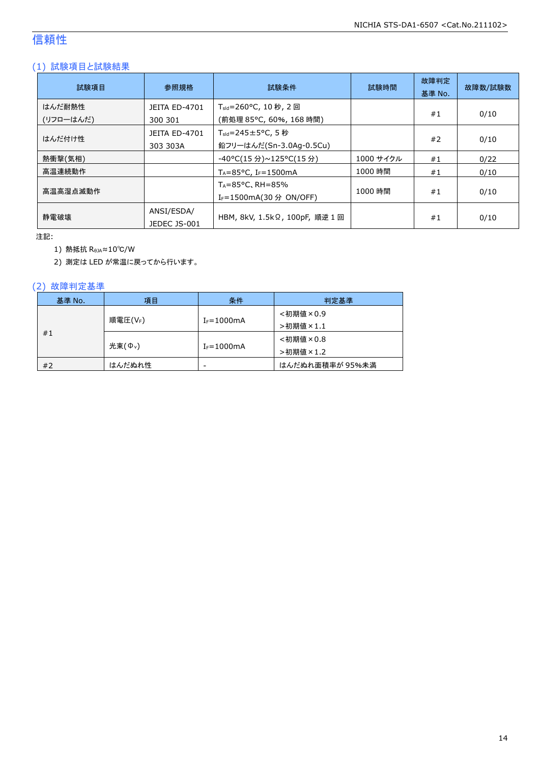# 信頼性

## (1) 試験項目と試験結果

| 試験項目 | 参照規格 | 試験条件 | 試験時間 | 故障判定基準 No. | 故障数/試験数 |
|---|---|---|---|---|---|
| はんだ耐熱性 (リフローはんだ) | JEITA ED-4701 300 301 | $T_{sld}$=260°C, 10 秒, 2 回 (前処理 85°C, 60%, 168 時間) | | #1 | 0/10 |
| はんだ付け性 | JEITA ED-4701 303 303A | $T_{sld}$=245±5°C, 5 秒 鉛フリーはんだ(Sn-3.0Ag-0.5Cu) | | #2 | 0/10 |
| 熱衝撃(気相) | | -40°C(15 分)~125°C(15 分) | 1000 サイクル | #1 | 0/22 |
| 高温連続動作 | | $T_A$=85°C, $I_F$=1500mA | 1000 時間 | #1 | 0/10 |
| 高温高湿点滅動作 | | $T_A$=85°C、RH=85% $I_F$=1500mA(30 分 ON/OFF) | 1000 時間 | #1 | 0/10 |
| 静電破壊 | ANSI/ESDA/ JEDEC JS-001 | HBM, 8kV, 1.5kΩ, 100pF, 順逆 1 回 | | #1 | 0/10 |

注記:

1) 熱抵抗 $R_{θJA}$≈10℃/W
2) 測定は LED が常温に戻ってから行います。

## (2) 故障判定基準

| 基準 No. | 項目 | 条件 | 判定基準 |
|---|---|---|---|
| #1 | 順電圧($V_F$) | $I_F$=1000mA | <初期値×0.9 >初期値×1.1 |
| | 光束($Φ_V$) | $I_F$=1000mA | <初期値×0.8 >初期値×1.2 |
| #2 | はんだぬれ性 | - | はんだぬれ面積率が 95%未満 |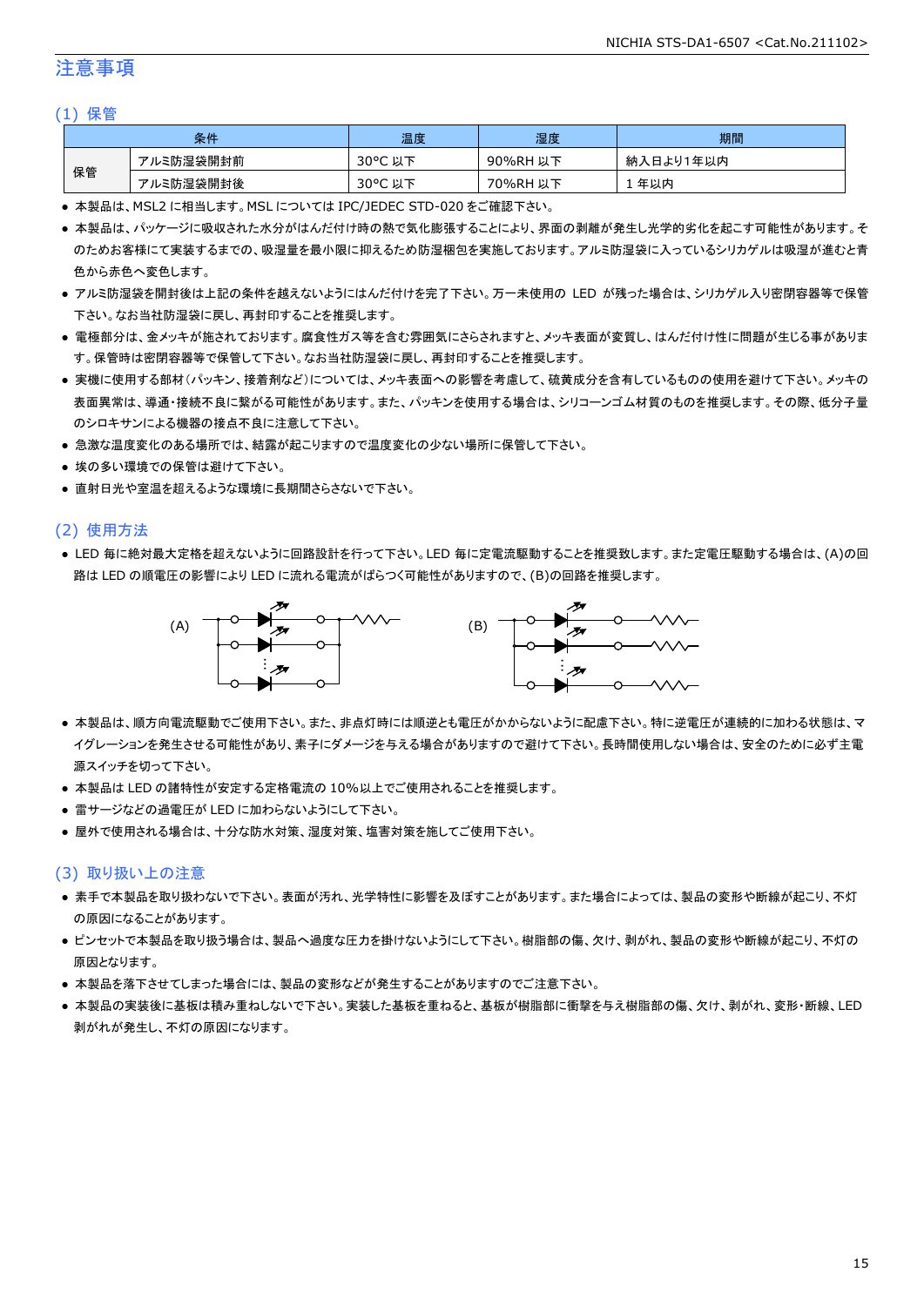# 注意事項

## (1) 保管

| 条件 | | 温度 | 湿度 | 期間 |
|---|---|---|---|---|
| 保管 | アルミ防湿袋開封前 | 30°C 以下 | 90%RH 以下 | 納入日より1年以内 |
| | アルミ防湿袋開封後 | 30°C 以下 | 70%RH 以下 | 1 年以内 |

- 本製品は、MSL2 に相当します。MSL については IPC/JEDEC STD-020 をご確認下さい。
- 本製品は、パッケージに吸収された水分がはんだ付け時の熱で気化膨張することにより、界面の剥離が発生し光学的劣化を起こす可能性があります。そのためお客様にて実装するまでの、吸湿量を最小限に抑えるため防湿梱包を実施しております。アルミ防湿袋に入っているシリカゲルは吸湿が進むと青色から赤色へ変色します。
- アルミ防湿袋を開封後は上記の条件を越えないようにはんだ付けを完了下さい。万一未使用の LED が残った場合は、シリカゲル入り密閉容器等で保管下さい。なお当社防湿袋に戻し、再封印することを推奨します。
- 電極部分は、金メッキが施されております。腐食性ガス等を含む雰囲気にさらされますと、メッキ表面が変質し、はんだ付け性に問題が生じる事があります。保管時は密閉容器等で保管して下さい。なお当社防湿袋に戻し、再封印することを推奨します。
- 実機に使用する部材(パッキン、接着剤など)については、メッキ表面への影響を考慮して、硫黄成分を含有しているものの使用を避けて下さい。メッキの表面異常は、導通・接続不良に繋がる可能性があります。また、パッキンを使用する場合は、シリコーンゴム材質のものを推奨します。その際、低分子量のシロキサンによる機器の接点不良に注意して下さい。
- 急激な温度変化のある場所では、結露が起こりますので温度変化の少ない場所に保管して下さい。
- 埃の多い環境での保管は避けて下さい。
- 直射日光や室温を超えるような環境に長期間さらさないで下さい。

## (2) 使用方法

- LED 毎に絶対最大定格を超えないように回路設計を行って下さい。LED 毎に定電流駆動することを推奨致します。また定電圧駆動する場合は、(A)の回路は LED の順電圧の影響により LED に流れる電流がばらつく可能性がありますので、(B)の回路を推奨します。

(A)　　　　　　　　　　(B)

- 本製品は、順方向電流駆動でご使用下さい。また、非点灯時には順逆とも電圧がかからないように配慮下さい。特に逆電圧が連続的に加わる状態は、マイグレーションを発生させる可能性があり、素子にダメージを与える場合がありますので避けて下さい。長時間使用しない場合は、安全のために必ず主電源スイッチを切って下さい。
- 本製品は LED の諸特性が安定する定格電流の 10%以上でご使用されることを推奨します。
- 雷サージなどの過電圧が LED に加わらないようにして下さい。
- 屋外で使用される場合は、十分な防水対策、湿度対策、塩害対策を施してご使用下さい。

## (3) 取り扱い上の注意

- 素手で本製品を取り扱わないで下さい。表面が汚れ、光学特性に影響を及ぼすことがあります。また場合によっては、製品の変形や断線が起こり、不灯の原因になることがあります。
- ピンセットで本製品を取り扱う場合は、製品へ過度な圧力を掛けないようにして下さい。樹脂部の傷、欠け、剥がれ、製品の変形や断線が起こり、不灯の原因となります。
- 本製品を落下させてしまった場合には、製品の変形などが発生することがありますのでご注意下さい。
- 本製品の実装後に基板は積み重ねしないで下さい。実装した基板を重ねると、基板が樹脂部に衝撃を与え樹脂部の傷、欠け、剥がれ、変形・断線、LED 剥がれが発生し、不灯の原因になります。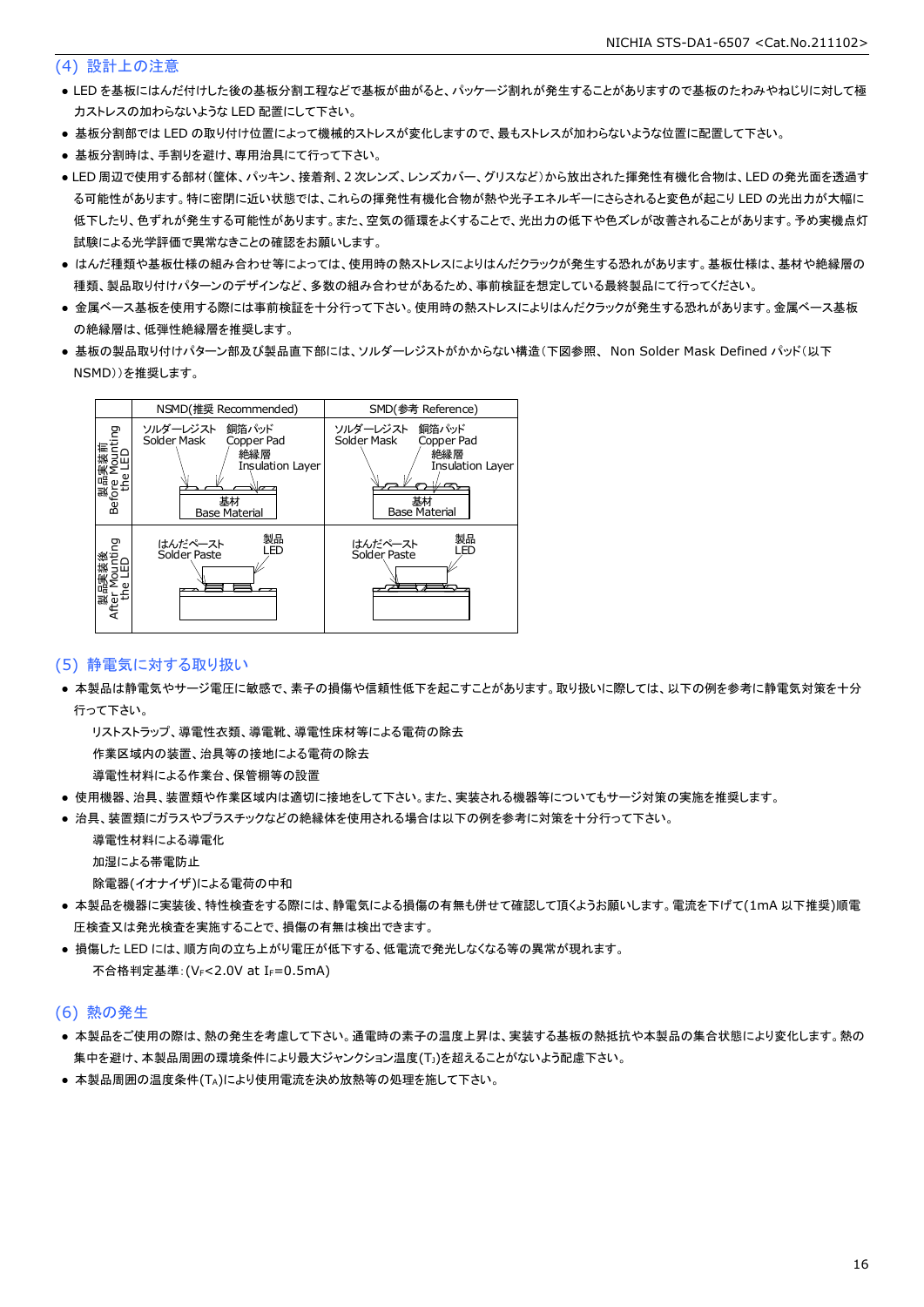## (4) 設計上の注意

- LED を基板にはんだ付けした後の基板分割工程などで基板が曲がると、パッケージ割れが発生することがありますので基板のたわみやねじりに対して極力ストレスの加わらないような LED 配置にして下さい。
- 基板分割部では LED の取り付け位置によって機械的ストレスが変化しますので、最もストレスが加わらないような位置に配置して下さい。
- 基板分割時は、手割りを避け、専用治具にて行って下さい。
- LED 周辺で使用する部材（筐体、パッキン、接着剤、2 次レンズ、レンズカバー、グリスなど）から放出された揮発性有機化合物は、LED の発光面を透過する可能性があります。特に密閉に近い状態では、これらの揮発性有機化合物が熱や光子エネルギーにさらされると変色が起こり LED の光出力が大幅に低下したり、色ずれが発生する可能性があります。また、空気の循環をよくすることで、光出力の低下や色ズレが改善されることがあります。予め実機点灯試験による光学評価で異常なきことの確認をお願いします。
- はんだ種類や基板仕様の組み合わせ等によっては、使用時の熱ストレスによりはんだクラックが発生する恐れがあります。基板仕様は、基材や絶縁層の種類、製品取り付けパターンのデザインなど、多数の組み合わせがあるため、事前検証を想定している最終製品にて行ってください。
- 金属ベース基板を使用する際には事前検証を十分行って下さい。使用時の熱ストレスによりはんだクラックが発生する恐れがあります。金属ベース基板の絶縁層は、低弾性絶縁層を推奨します。
- 基板の製品取り付けパターン部及び製品直下部には、ソルダーレジストがかからない構造（下図参照、 Non Solder Mask Defined パッド（以下 NSMD））を推奨します。

| | NSMD(推奨 Recommended) | SMD(参考 Reference) |
|---|---|---|
| 製品実装前 Before Mounting the LED | ソルダーレジスト Solder Mask / 銅箔パッド Copper Pad / 絶縁層 Insulation Layer / 基材 Base Material | ソルダーレジスト Solder Mask / 銅箔パッド Copper Pad / 絶縁層 Insulation Layer / 基材 Base Material |
| 製品実装後 After Mounting the LED | はんだペースト Solder Paste / 製品 LED | はんだペースト Solder Paste / 製品 LED |

## (5) 静電気に対する取り扱い

- 本製品は静電気やサージ電圧に敏感で、素子の損傷や信頼性低下を起こすことがあります。取り扱いに際しては、以下の例を参考に静電気対策を十分行って下さい。
  - リストストラップ、導電性衣類、導電靴、導電性床材等による電荷の除去
  - 作業区域内の装置、治具等の接地による電荷の除去
  - 導電性材料による作業台、保管棚等の設置
- 使用機器、治具、装置類や作業区域内は適切に接地をして下さい。また、実装される機器等についてもサージ対策の実施を推奨します。
- 治具、装置類にガラスやプラスチックなどの絶縁体を使用される場合は以下の例を参考に対策を十分行って下さい。
  - 導電性材料による導電化
  - 加湿による帯電防止
  - 除電器(イオナイザ)による電荷の中和
- 本製品を機器に実装後、特性検査をする際には、静電気による損傷の有無も併せて確認して頂くようお願いします。電流を下げて(1mA 以下推奨)順電圧検査又は発光検査を実施することで、損傷の有無は検出できます。
- 損傷した LED には、順方向の立ち上がり電圧が低下する、低電流で発光しなくなる等の異常が現れます。
  - 不合格判定基準：($V_F$<2.0V at $I_F$=0.5mA)

## (6) 熱の発生

- 本製品をご使用の際は、熱の発生を考慮して下さい。通電時の素子の温度上昇は、実装する基板の熱抵抗や本製品の集合状態により変化します。熱の集中を避け、本製品周囲の環境条件により最大ジャンクション温度($T_J$)を超えることがないよう配慮下さい。
- 本製品周囲の温度条件($T_A$)により使用電流を決め放熱等の処理を施して下さい。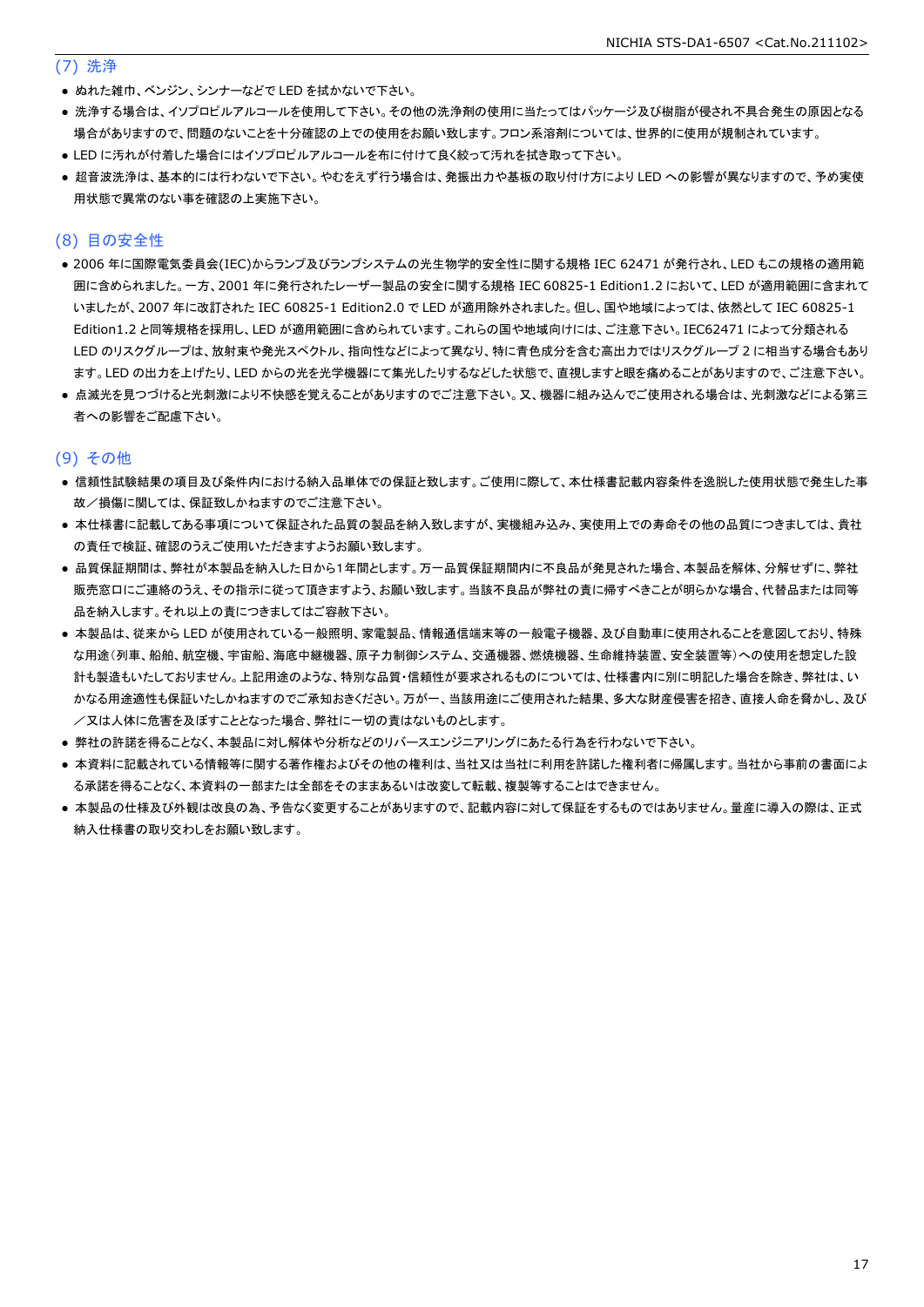## (7) 洗浄

- ぬれた雑巾、ベンジン、シンナーなどで LED を拭かないで下さい。
- 洗浄する場合は、イソプロピルアルコールを使用して下さい。その他の洗浄剤の使用に当たってはパッケージ及び樹脂が侵され不具合発生の原因となる場合がありますので、問題のないことを十分確認の上での使用をお願い致します。フロン系溶剤については、世界的に使用が規制されています。
- LED に汚れが付着した場合にはイソプロピルアルコールを布に付けて良く絞って汚れを拭き取って下さい。
- 超音波洗浄は、基本的には行わないで下さい。やむをえず行う場合は、発振出力や基板の取り付け方により LED への影響が異なりますので、予め実使用状態で異常のない事を確認の上実施下さい。

## (8) 目の安全性

- 2006 年に国際電気委員会(IEC)からランプ及びランプシステムの光生物学的安全性に関する規格 IEC 62471 が発行され、LED もこの規格の適用範囲に含められました。一方、2001 年に発行されたレーザー製品の安全に関する規格 IEC 60825-1 Edition1.2 において、LED が適用範囲に含まれていましたが、2007 年に改訂された IEC 60825-1 Edition2.0 で LED が適用除外されました。但し、国や地域によっては、依然として IEC 60825-1 Edition1.2 と同等規格を採用し、LED が適用範囲に含められています。これらの国や地域向けには、ご注意下さい。IEC62471 によって分類される LED のリスクグループは、放射束や発光スペクトル、指向性などによって異なり、特に青色成分を含む高出力ではリスクグループ 2 に相当する場合もあります。LED の出力を上げたり、LED からの光を光学機器にて集光したりするなどした状態で、直視しますと眼を痛めることがありますので、ご注意下さい。
- 点滅光を見つづけると光刺激により不快感を覚えることがありますのでご注意下さい。又、機器に組み込んでご使用される場合は、光刺激などによる第三者への影響をご配慮下さい。

## (9) その他

- 信頼性試験結果の項目及び条件内における納入品単体での保証と致します。ご使用に際して、本仕様書記載内容条件を逸脱した使用状態で発生した事故／損傷に関しては、保証致しかねますのでご注意下さい。
- 本仕様書に記載してある事項について保証された品質の製品を納入致しますが、実機組み込み、実使用上での寿命その他の品質につきましては、貴社の責任で検証、確認のうえご使用いただきますようお願い致します。
- 品質保証期間は、弊社が本製品を納入した日から1年間とします。万一品質保証期間内に不良品が発見された場合、本製品を解体、分解せずに、弊社販売窓口にご連絡のうえ、その指示に従って頂きますよう、お願い致します。当該不良品が弊社の責に帰すべきことが明らかな場合、代替品または同等品を納入します。それ以上の責につきましてはご容赦下さい。
- 本製品は、従来から LED が使用されている一般照明、家電製品、情報通信端末等の一般電子機器、及び自動車に使用されることを意図しており、特殊な用途(列車、船舶、航空機、宇宙船、海底中継機器、原子力制御システム、交通機器、燃焼機器、生命維持装置、安全装置等)への使用を想定した設計も製造もいたしておりません。上記用途のような、特別な品質･信頼性が要求されるものについては、仕様書内に別に明記した場合を除き、弊社は、いかなる用途適性も保証いたしかねますのでご承知おきください。万が一、当該用途にご使用された結果、多大な財産侵害を招き、直接人命を脅かし、及び／又は人体に危害を及ぼすこととなった場合、弊社に一切の責はないものとします。
- 弊社の許諾を得ることなく、本製品に対し解体や分析などのリバースエンジニアリングにあたる行為を行わないで下さい。
- 本資料に記載されている情報等に関する著作権およびその他の権利は、当社又は当社に利用を許諾した権利者に帰属します。当社から事前の書面による承諾を得ることなく、本資料の一部または全部をそのままあるいは改変して転載、複製等することはできません。
- 本製品の仕様及び外観は改良の為、予告なく変更することがありますので、記載内容に対して保証をするものではありません。量産に導入の際は、正式納入仕様書の取り交わしをお願い致します。